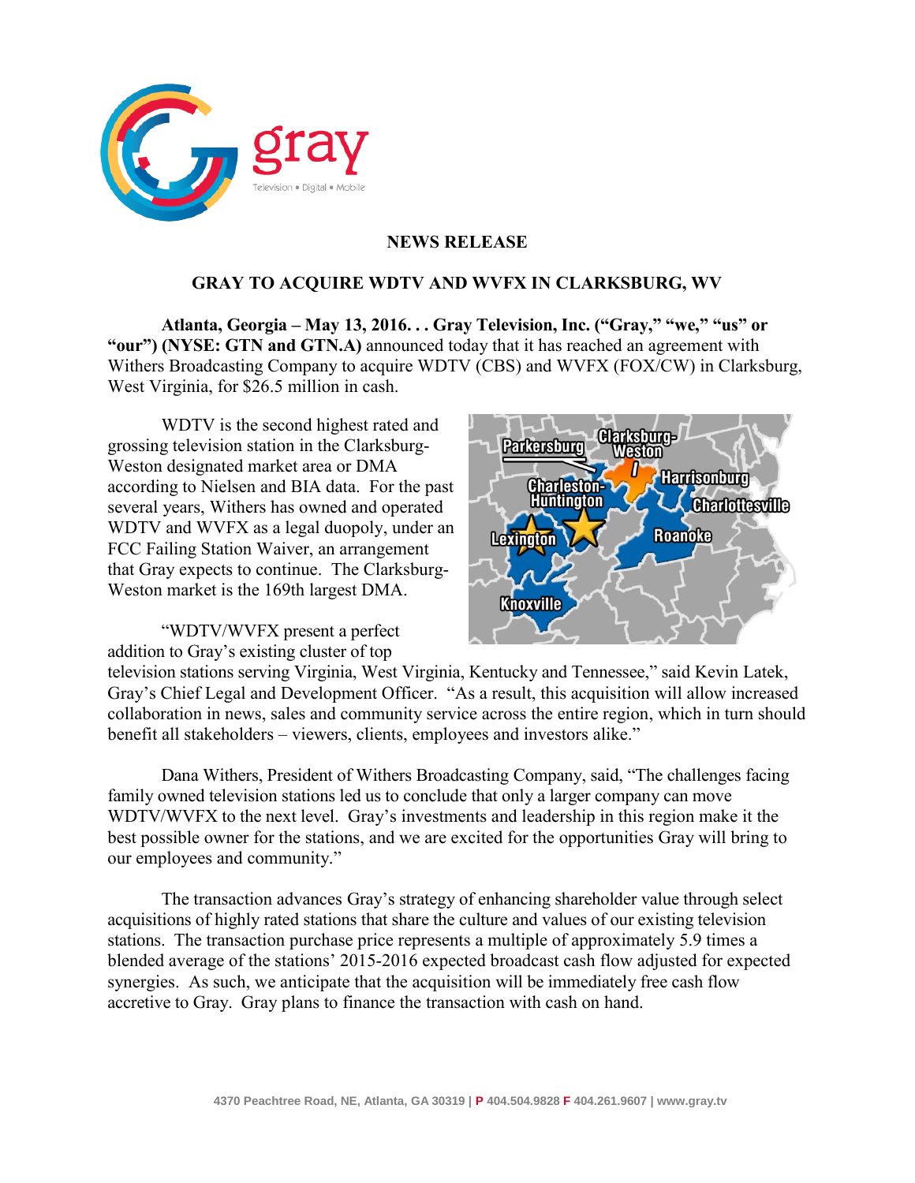## NEWS RELEASE

## GRAY TO ACQUIRE WDTV AND WVFX IN CLARKSBURG, WV

**Atlanta, Georgia – May 13, 2016. . . Gray Television, Inc. ("Gray," "we," "us" or "our") (NYSE: GTN and GTN.A)** announced today that it has reached an agreement with Withers Broadcasting Company to acquire WDTV (CBS) and WVFX (FOX/CW) in Clarksburg, West Virginia, for $26.5 million in cash.

WDTV is the second highest rated and grossing television station in the Clarksburg-Weston designated market area or DMA according to Nielsen and BIA data. For the past several years, Withers has owned and operated WDTV and WVFX as a legal duopoly, under an FCC Failing Station Waiver, an arrangement that Gray expects to continue. The Clarksburg-Weston market is the 169th largest DMA.

"WDTV/WVFX present a perfect addition to Gray's existing cluster of top television stations serving Virginia, West Virginia, Kentucky and Tennessee," said Kevin Latek, Gray's Chief Legal and Development Officer. "As a result, this acquisition will allow increased collaboration in news, sales and community service across the entire region, which in turn should benefit all stakeholders – viewers, clients, employees and investors alike."

Dana Withers, President of Withers Broadcasting Company, said, "The challenges facing family owned television stations led us to conclude that only a larger company can move WDTV/WVFX to the next level. Gray's investments and leadership in this region make it the best possible owner for the stations, and we are excited for the opportunities Gray will bring to our employees and community."

The transaction advances Gray's strategy of enhancing shareholder value through select acquisitions of highly rated stations that share the culture and values of our existing television stations. The transaction purchase price represents a multiple of approximately 5.9 times a blended average of the stations' 2015-2016 expected broadcast cash flow adjusted for expected synergies. As such, we anticipate that the acquisition will be immediately free cash flow accretive to Gray. Gray plans to finance the transaction with cash on hand.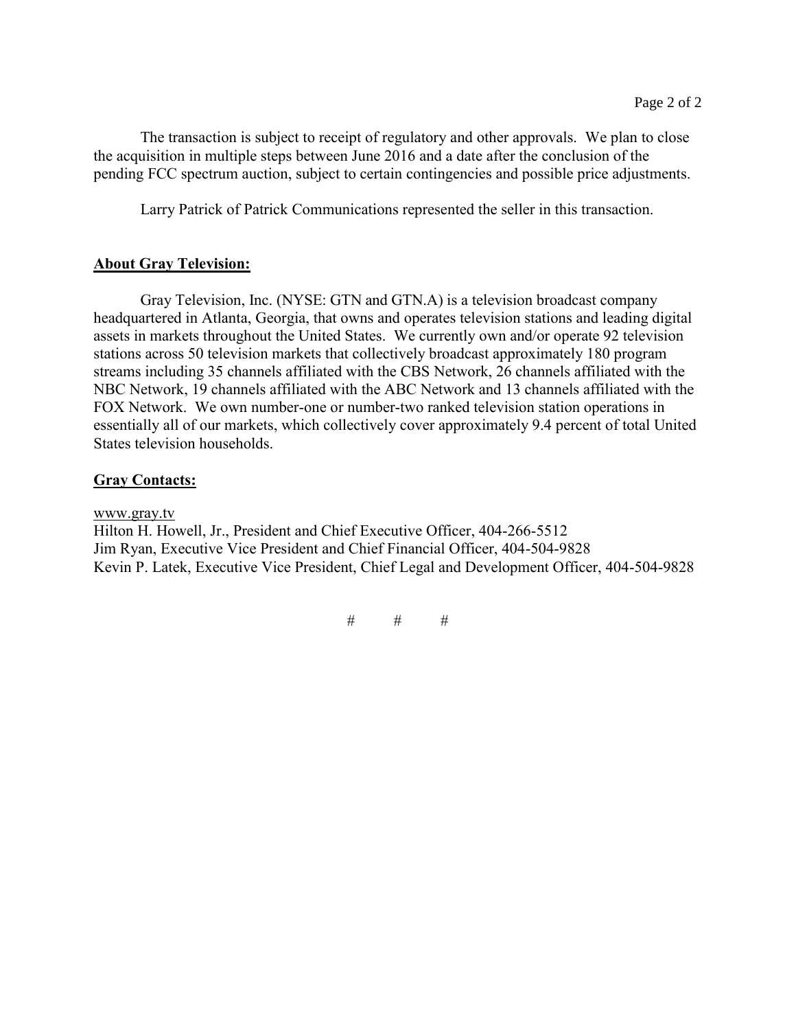The transaction is subject to receipt of regulatory and other approvals. We plan to close the acquisition in multiple steps between June 2016 and a date after the conclusion of the pending FCC spectrum auction, subject to certain contingencies and possible price adjustments.

Larry Patrick of Patrick Communications represented the seller in this transaction.

**About Gray Television:**

Gray Television, Inc. (NYSE: GTN and GTN.A) is a television broadcast company headquartered in Atlanta, Georgia, that owns and operates television stations and leading digital assets in markets throughout the United States. We currently own and/or operate 92 television stations across 50 television markets that collectively broadcast approximately 180 program streams including 35 channels affiliated with the CBS Network, 26 channels affiliated with the NBC Network, 19 channels affiliated with the ABC Network and 13 channels affiliated with the FOX Network. We own number-one or number-two ranked television station operations in essentially all of our markets, which collectively cover approximately 9.4 percent of total United States television households.

**Gray Contacts:**

www.gray.tv
Hilton H. Howell, Jr., President and Chief Executive Officer, 404-266-5512
Jim Ryan, Executive Vice President and Chief Financial Officer, 404-504-9828
Kevin P. Latek, Executive Vice President, Chief Legal and Development Officer, 404-504-9828

# # #